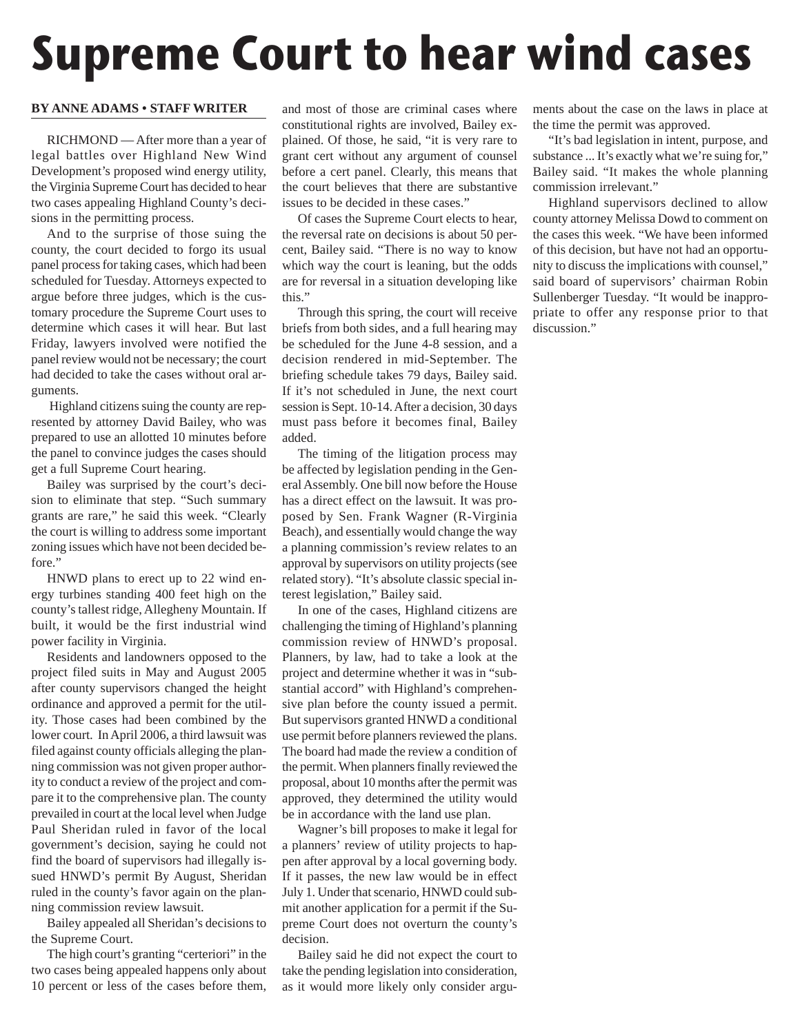# Supreme Court to hear wind cases

**BY ANNE ADAMS • STAFF WRITER**

RICHMOND — After more than a year of legal battles over Highland New Wind Development's proposed wind energy utility, the Virginia Supreme Court has decided to hear two cases appealing Highland County's decisions in the permitting process.

And to the surprise of those suing the county, the court decided to forgo its usual panel process for taking cases, which had been scheduled for Tuesday. Attorneys expected to argue before three judges, which is the customary procedure the Supreme Court uses to determine which cases it will hear. But last Friday, lawyers involved were notified the panel review would not be necessary; the court had decided to take the cases without oral arguments.

Highland citizens suing the county are represented by attorney David Bailey, who was prepared to use an allotted 10 minutes before the panel to convince judges the cases should get a full Supreme Court hearing.

Bailey was surprised by the court's decision to eliminate that step. "Such summary grants are rare," he said this week. "Clearly the court is willing to address some important zoning issues which have not been decided before."

HNWD plans to erect up to 22 wind energy turbines standing 400 feet high on the county's tallest ridge, Allegheny Mountain. If built, it would be the first industrial wind power facility in Virginia.

Residents and landowners opposed to the project filed suits in May and August 2005 after county supervisors changed the height ordinance and approved a permit for the utility. Those cases had been combined by the lower court. In April 2006, a third lawsuit was filed against county officials alleging the planning commission was not given proper authority to conduct a review of the project and compare it to the comprehensive plan. The county prevailed in court at the local level when Judge Paul Sheridan ruled in favor of the local government's decision, saying he could not find the board of supervisors had illegally issued HNWD's permit By August, Sheridan ruled in the county's favor again on the planning commission review lawsuit.

Bailey appealed all Sheridan's decisions to the Supreme Court.

The high court's granting "certeriori" in the two cases being appealed happens only about 10 percent or less of the cases before them, and most of those are criminal cases where constitutional rights are involved, Bailey explained. Of those, he said, "it is very rare to grant cert without any argument of counsel before a cert panel. Clearly, this means that the court believes that there are substantive issues to be decided in these cases."

Of cases the Supreme Court elects to hear, the reversal rate on decisions is about 50 percent, Bailey said. "There is no way to know which way the court is leaning, but the odds are for reversal in a situation developing like this."

Through this spring, the court will receive briefs from both sides, and a full hearing may be scheduled for the June 4-8 session, and a decision rendered in mid-September. The briefing schedule takes 79 days, Bailey said. If it's not scheduled in June, the next court session is Sept. 10-14. After a decision, 30 days must pass before it becomes final, Bailey added.

The timing of the litigation process may be affected by legislation pending in the General Assembly. One bill now before the House has a direct effect on the lawsuit. It was proposed by Sen. Frank Wagner (R-Virginia Beach), and essentially would change the way a planning commission's review relates to an approval by supervisors on utility projects (see related story). "It's absolute classic special interest legislation," Bailey said.

In one of the cases, Highland citizens are challenging the timing of Highland's planning commission review of HNWD's proposal. Planners, by law, had to take a look at the project and determine whether it was in "substantial accord" with Highland's comprehensive plan before the county issued a permit. But supervisors granted HNWD a conditional use permit before planners reviewed the plans. The board had made the review a condition of the permit. When planners finally reviewed the proposal, about 10 months after the permit was approved, they determined the utility would be in accordance with the land use plan.

Wagner's bill proposes to make it legal for a planners' review of utility projects to happen after approval by a local governing body. If it passes, the new law would be in effect July 1. Under that scenario, HNWD could submit another application for a permit if the Supreme Court does not overturn the county's decision.

Bailey said he did not expect the court to take the pending legislation into consideration, as it would more likely only consider arguments about the case on the laws in place at the time the permit was approved.

"It's bad legislation in intent, purpose, and substance ... It's exactly what we're suing for," Bailey said. "It makes the whole planning commission irrelevant."

Highland supervisors declined to allow county attorney Melissa Dowd to comment on the cases this week. "We have been informed of this decision, but have not had an opportunity to discuss the implications with counsel," said board of supervisors' chairman Robin Sullenberger Tuesday. "It would be inappropriate to offer any response prior to that discussion."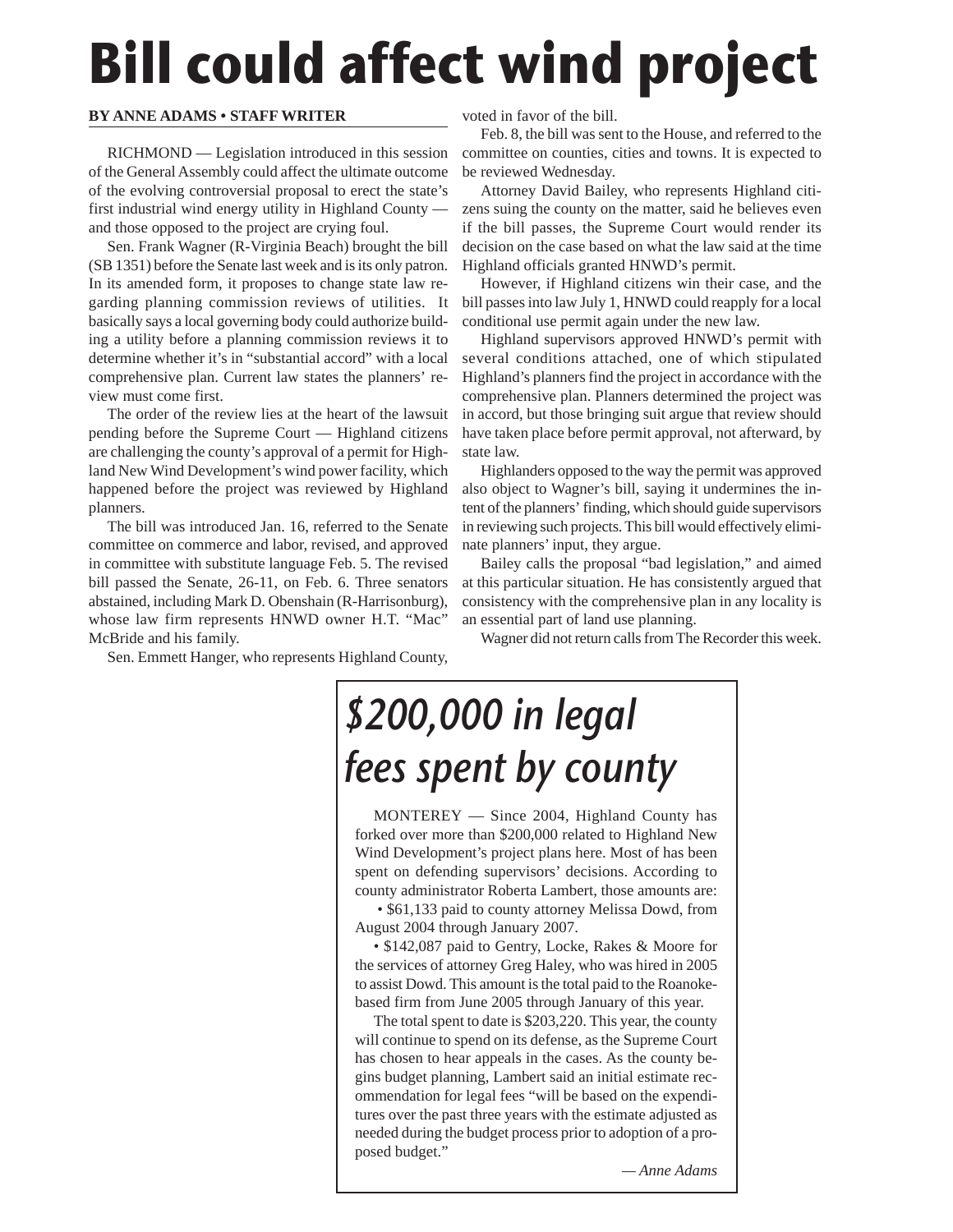# Bill could affect wind project

**BY ANNE ADAMS • STAFF WRITER**

RICHMOND — Legislation introduced in this session of the General Assembly could affect the ultimate outcome of the evolving controversial proposal to erect the state's first industrial wind energy utility in Highland County — and those opposed to the project are crying foul.

Sen. Frank Wagner (R-Virginia Beach) brought the bill (SB 1351) before the Senate last week and is its only patron. In its amended form, it proposes to change state law regarding planning commission reviews of utilities. It basically says a local governing body could authorize building a utility before a planning commission reviews it to determine whether it's in "substantial accord" with a local comprehensive plan. Current law states the planners' review must come first.

The order of the review lies at the heart of the lawsuit pending before the Supreme Court — Highland citizens are challenging the county's approval of a permit for Highland New Wind Development's wind power facility, which happened before the project was reviewed by Highland planners.

The bill was introduced Jan. 16, referred to the Senate committee on commerce and labor, revised, and approved in committee with substitute language Feb. 5. The revised bill passed the Senate, 26-11, on Feb. 6. Three senators abstained, including Mark D. Obenshain (R-Harrisonburg), whose law firm represents HNWD owner H.T. "Mac" McBride and his family.

Sen. Emmett Hanger, who represents Highland County, voted in favor of the bill.

Feb. 8, the bill was sent to the House, and referred to the committee on counties, cities and towns. It is expected to be reviewed Wednesday.

Attorney David Bailey, who represents Highland citizens suing the county on the matter, said he believes even if the bill passes, the Supreme Court would render its decision on the case based on what the law said at the time Highland officials granted HNWD's permit.

However, if Highland citizens win their case, and the bill passes into law July 1, HNWD could reapply for a local conditional use permit again under the new law.

Highland supervisors approved HNWD's permit with several conditions attached, one of which stipulated Highland's planners find the project in accordance with the comprehensive plan. Planners determined the project was in accord, but those bringing suit argue that review should have taken place before permit approval, not afterward, by state law.

Highlanders opposed to the way the permit was approved also object to Wagner's bill, saying it undermines the intent of the planners' finding, which should guide supervisors in reviewing such projects. This bill would effectively eliminate planners' input, they argue.

Bailey calls the proposal "bad legislation," and aimed at this particular situation. He has consistently argued that consistency with the comprehensive plan in any locality is an essential part of land use planning.

Wagner did not return calls from The Recorder this week.

## *$200,000 in legal fees spent by county*

MONTEREY — Since 2004, Highland County has forked over more than $200,000 related to Highland New Wind Development's project plans here. Most of has been spent on defending supervisors' decisions. According to county administrator Roberta Lambert, those amounts are:

- $61,133 paid to county attorney Melissa Dowd, from August 2004 through January 2007.
- $142,087 paid to Gentry, Locke, Rakes & Moore for the services of attorney Greg Haley, who was hired in 2005 to assist Dowd. This amount is the total paid to the Roanoke-based firm from June 2005 through January of this year.

The total spent to date is $203,220. This year, the county will continue to spend on its defense, as the Supreme Court has chosen to hear appeals in the cases. As the county begins budget planning, Lambert said an initial estimate recommendation for legal fees "will be based on the expenditures over the past three years with the estimate adjusted as needed during the budget process prior to adoption of a proposed budget."

*— Anne Adams*